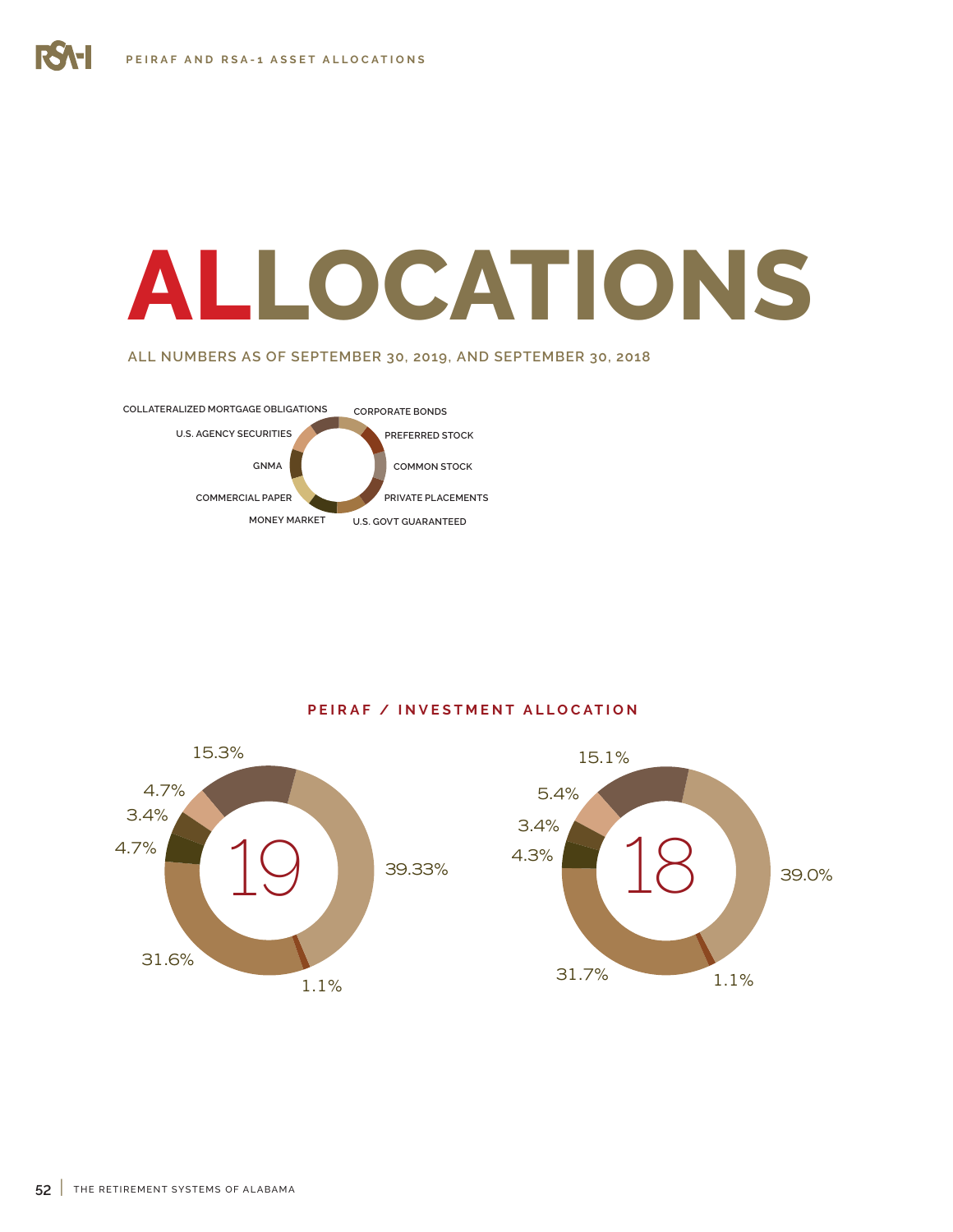# ALLOCATIONS

ALL NUMBERS AS OF SEPTEMBER 30, 2019, AND SEPTEMBER 30, 2018

COLLATERALIZED MORTGAGE OBLIGATIONS
U.S. AGENCY SECURITIES
GNMA
COMMERCIAL PAPER
MONEY MARKET
CORPORATE BONDS
PREFERRED STOCK
COMMON STOCK
PRIVATE PLACEMENTS
U.S. GOVT GUARANTEED

## PEIRAF / INVESTMENT ALLOCATION

**19**

15.3%
4.7%
3.4%
4.7%
39.33%
31.6%
1.1%

**18**

15.1%
5.4%
3.4%
4.3%
39.0%
31.7%
1.1%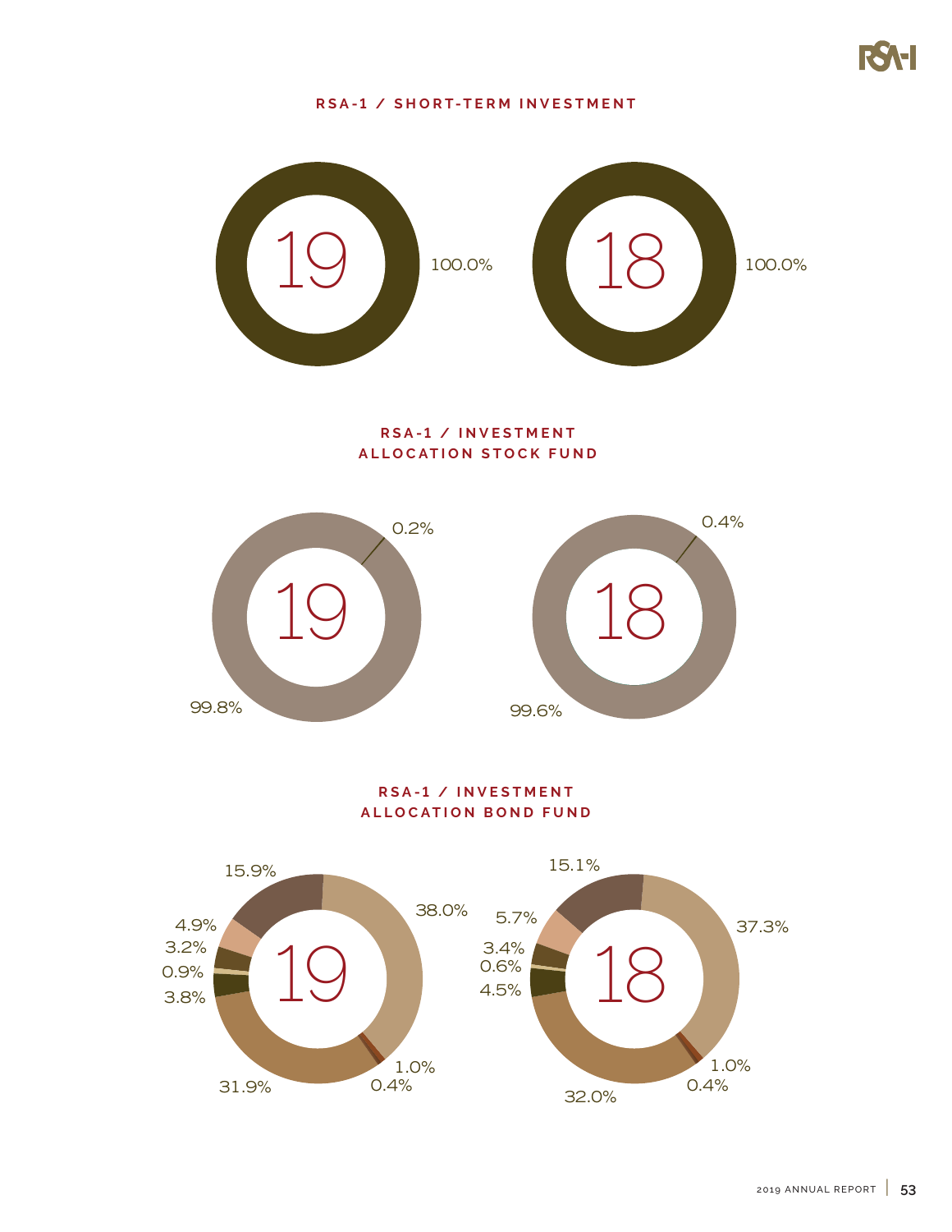## RSA-1 / SHORT-TERM INVESTMENT

19

100.0%

18

100.0%

## RSA-1 / INVESTMENT ALLOCATION STOCK FUND

19

0.2%

99.8%

18

0.4%

99.6%

## RSA-1 / INVESTMENT ALLOCATION BOND FUND

19

15.9%

38.0%

4.9%

3.2%

0.9%

3.8%

31.9%

1.0%

0.4%

18

15.1%

5.7%

37.3%

3.4%

0.6%

4.5%

32.0%

1.0%

0.4%